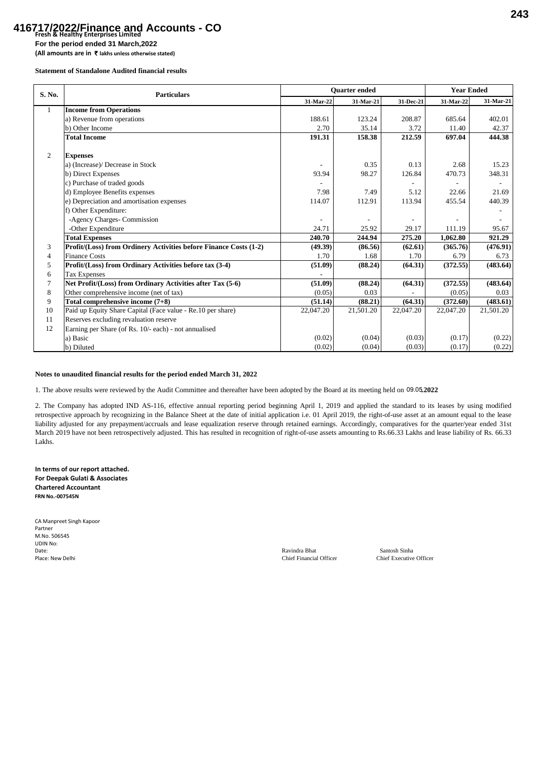# 416717/2022/Finance and Accounts - CO

**Fresh & Healthy Enterprises Limited**

**For the period ended 31 March,2022**

**(All amounts are in ₹ lakhs unless otherwise stated)**

**Statement of Standalone Audited financial results**

| S. No. | Particulars | Quarter ended | | | Year Ended | |
|---|---|---|---|---|---|---|
| | | 31-Mar-22 | 31-Mar-21 | 31-Dec-21 | 31-Mar-22 | 31-Mar-21 |
| 1 | **Income from Operations** | | | | | |
| | a) Revenue from operations | 188.61 | 123.24 | 208.87 | 685.64 | 402.01 |
| | b) Other Income | 2.70 | 35.14 | 3.72 | 11.40 | 42.37 |
| | **Total Income** | **191.31** | **158.38** | **212.59** | **697.04** | **444.38** |
| 2 | **Expenses** | | | | | |
| | a) (Increase)/ Decrease in Stock | - | 0.35 | 0.13 | 2.68 | 15.23 |
| | b) Direct Expenses | 93.94 | 98.27 | 126.84 | 470.73 | 348.31 |
| | c) Purchase of traded goods | - | | - | - | - |
| | d) Employee Benefits expenses | 7.98 | 7.49 | 5.12 | 22.66 | 21.69 |
| | e) Depreciation and amortisation expenses | 114.07 | 112.91 | 113.94 | 455.54 | 440.39 |
| | f) Other Expenditure: | | | | | - |
| | -Agency Charges- Commission | - | - | - | - | - |
| | -Other Expenditure | 24.71 | 25.92 | 29.17 | 111.19 | 95.67 |
| | **Total Expenses** | **240.70** | **244.94** | **275.20** | **1,062.80** | **921.29** |
| 3 | **Profit/(Loss) from Ordinary Activities before Finance Costs (1-2)** | **(49.39)** | **(86.56)** | **(62.61)** | **(365.76)** | **(476.91)** |
| 4 | Finance Costs | 1.70 | 1.68 | 1.70 | 6.79 | 6.73 |
| 5 | **Profit/(Loss) from Ordinary Activities before tax (3-4)** | **(51.09)** | **(88.24)** | **(64.31)** | **(372.55)** | **(483.64)** |
| 6 | Tax Expenses | - | | | | |
| 7 | **Net Profit/(Loss) from Ordinary Activities after Tax (5-6)** | **(51.09)** | **(88.24)** | **(64.31)** | **(372.55)** | **(483.64)** |
| 8 | Other comprehensive income (net of tax) | (0.05) | 0.03 | - | (0.05) | 0.03 |
| 9 | **Total comprehensive income (7+8)** | **(51.14)** | **(88.21)** | **(64.31)** | **(372.60)** | **(483.61)** |
| 10 | Paid up Equity Share Capital (Face value - Re.10 per share) | 22,047.20 | 21,501.20 | 22,047.20 | 22,047.20 | 21,501.20 |
| 11 | Reserves excluding revaluation reserve | | | | | |
| 12 | Earning per Share (of Rs. 10/- each) - not annualised | | | | | |
| | a) Basic | (0.02) | (0.04) | (0.03) | (0.17) | (0.22) |
| | b) Diluted | (0.02) | (0.04) | (0.03) | (0.17) | (0.22) |

**Notes to unaudited financial results for the period ended March 31, 2022**

1. The above results were reviewed by the Audit Committee and thereafter have been adopted by the Board at its meeting held on 09.05.2022

2. The Company has adopted IND AS-116, effective annual reporting period beginning April 1, 2019 and applied the standard to its leases by using modified retrospective approach by recognizing in the Balance Sheet at the date of initial application i.e. 01 April 2019, the right-of-use asset at an amount equal to the lease liability adjusted for any prepayment/accruals and lease equalization reserve through retained earnings. Accordingly, comparatives for the quarter/year ended 31st March 2019 have not been retrospectively adjusted. This has resulted in recognition of right-of-use assets amounting to Rs.66.33 Lakhs and lease liability of Rs. 66.33 Lakhs.

**In terms of our report attached.**
**For Deepak Gulati & Associates**
**Chartered Accountant**
**FRN No.-007545N**

CA Manpreet Singh Kapoor
Partner
M.No. 506545
UDIN No:
Date:
Place: New Delhi

Ravindra Bhat
Chief Financial Officer

Santosh Sinha
Chief Executive Officer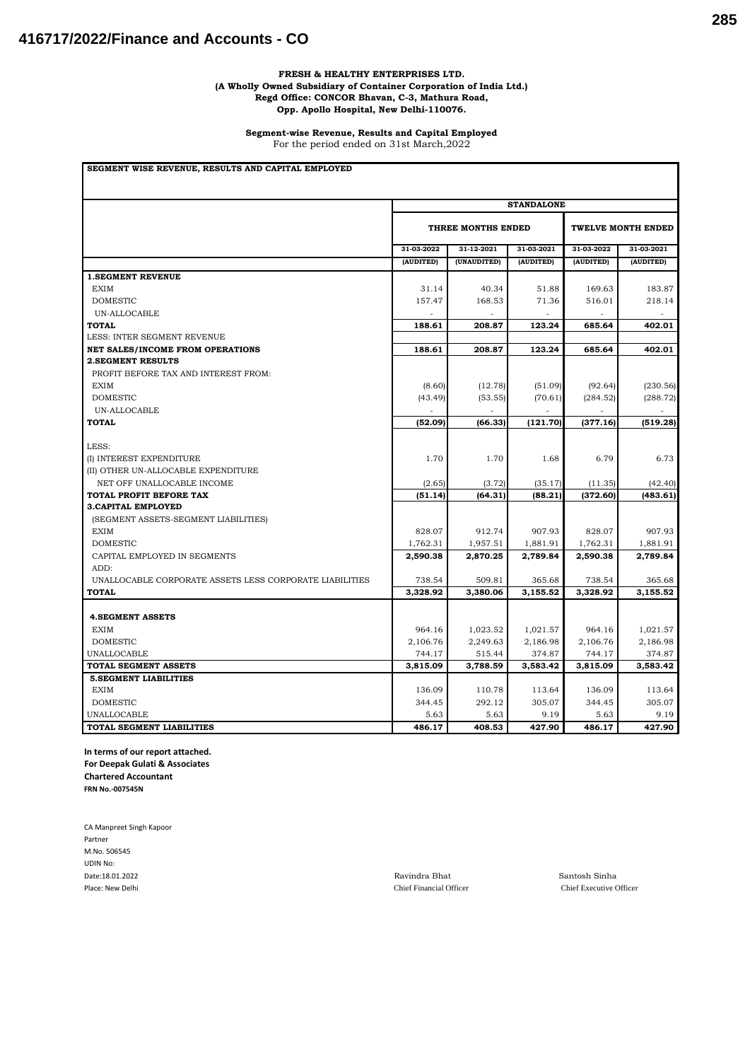**FRESH & HEALTHY ENTERPRISES LTD.**
**(A Wholly Owned Subsidiary of Container Corporation of India Ltd.)**
**Regd Office: CONCOR Bhavan, C-3, Mathura Road,**
**Opp. Apollo Hospital, New Delhi-110076.**

**Segment-wise Revenue, Results and Capital Employed**
For the period ended on 31st March,2022

| SEGMENT WISE REVENUE, RESULTS AND CAPITAL EMPLOYED | | | | | |
|---|---|---|---|---|---|
| | STANDALONE | | | | |
| | THREE MONTHS ENDED | | | TWELVE MONTH ENDED | |
| | 31-03-2022 | 31-12-2021 | 31-03-2021 | 31-03-2022 | 31-03-2021 |
| | (AUDITED) | (UNAUDITED) | (AUDITED) | (AUDITED) | (AUDITED) |
| **1.SEGMENT REVENUE** | | | | | |
| EXIM | 31.14 | 40.34 | 51.88 | 169.63 | 183.87 |
| DOMESTIC | 157.47 | 168.53 | 71.36 | 516.01 | 218.14 |
| UN-ALLOCABLE | - | - | - | - | - |
| **TOTAL** | **188.61** | **208.87** | **123.24** | **685.64** | **402.01** |
| LESS: INTER SEGMENT REVENUE | | | | | |
| **NET SALES/INCOME FROM OPERATIONS** | **188.61** | **208.87** | **123.24** | **685.64** | **402.01** |
| **2.SEGMENT RESULTS** | | | | | |
| PROFIT BEFORE TAX AND INTEREST FROM: | | | | | |
| EXIM | (8.60) | (12.78) | (51.09) | (92.64) | (230.56) |
| DOMESTIC | (43.49) | (53.55) | (70.61) | (284.52) | (288.72) |
| UN-ALLOCABLE | - | - | - | - | - |
| **TOTAL** | **(52.09)** | **(66.33)** | **(121.70)** | **(377.16)** | **(519.28)** |
| LESS: | | | | | |
| (I) INTEREST EXPENDITURE | 1.70 | 1.70 | 1.68 | 6.79 | 6.73 |
| (II) OTHER UN-ALLOCABLE EXPENDITURE | | | | | |
| NET OFF UNALLOCABLE INCOME | (2.65) | (3.72) | (35.17) | (11.35) | (42.40) |
| **TOTAL PROFIT BEFORE TAX** | **(51.14)** | **(64.31)** | **(88.21)** | **(372.60)** | **(483.61)** |
| **3.CAPITAL EMPLOYED** | | | | | |
| (SEGMENT ASSETS-SEGMENT LIABILITIES) | | | | | |
| EXIM | 828.07 | 912.74 | 907.93 | 828.07 | 907.93 |
| DOMESTIC | 1,762.31 | 1,957.51 | 1,881.91 | 1,762.31 | 1,881.91 |
| CAPITAL EMPLOYED IN SEGMENTS | **2,590.38** | **2,870.25** | **2,789.84** | **2,590.38** | **2,789.84** |
| ADD: | | | | | |
| UNALLOCABLE CORPORATE ASSETS LESS CORPORATE LIABILITIES | 738.54 | 509.81 | 365.68 | 738.54 | 365.68 |
| **TOTAL** | **3,328.92** | **3,380.06** | **3,155.52** | **3,328.92** | **3,155.52** |
| **4.SEGMENT ASSETS** | | | | | |
| EXIM | 964.16 | 1,023.52 | 1,021.57 | 964.16 | 1,021.57 |
| DOMESTIC | 2,106.76 | 2,249.63 | 2,186.98 | 2,106.76 | 2,186.98 |
| UNALLOCABLE | 744.17 | 515.44 | 374.87 | 744.17 | 374.87 |
| **TOTAL SEGMENT ASSETS** | **3,815.09** | **3,788.59** | **3,583.42** | **3,815.09** | **3,583.42** |
| **5.SEGMENT LIABILITIES** | | | | | |
| EXIM | 136.09 | 110.78 | 113.64 | 136.09 | 113.64 |
| DOMESTIC | 344.45 | 292.12 | 305.07 | 344.45 | 305.07 |
| UNALLOCABLE | 5.63 | 5.63 | 9.19 | 5.63 | 9.19 |
| **TOTAL SEGMENT LIABILITIES** | **486.17** | **408.53** | **427.90** | **486.17** | **427.90** |

**In terms of our report attached.**
**For Deepak Gulati & Associates**
**Chartered Accountant**
**FRN No.-007545N**

CA Manpreet Singh Kapoor
Partner
M.No. 506545
UDIN No:
Date:18.01.2022
Place: New Delhi

Ravindra Bhat
Chief Financial Officer

Santosh Sinha
Chief Executive Officer